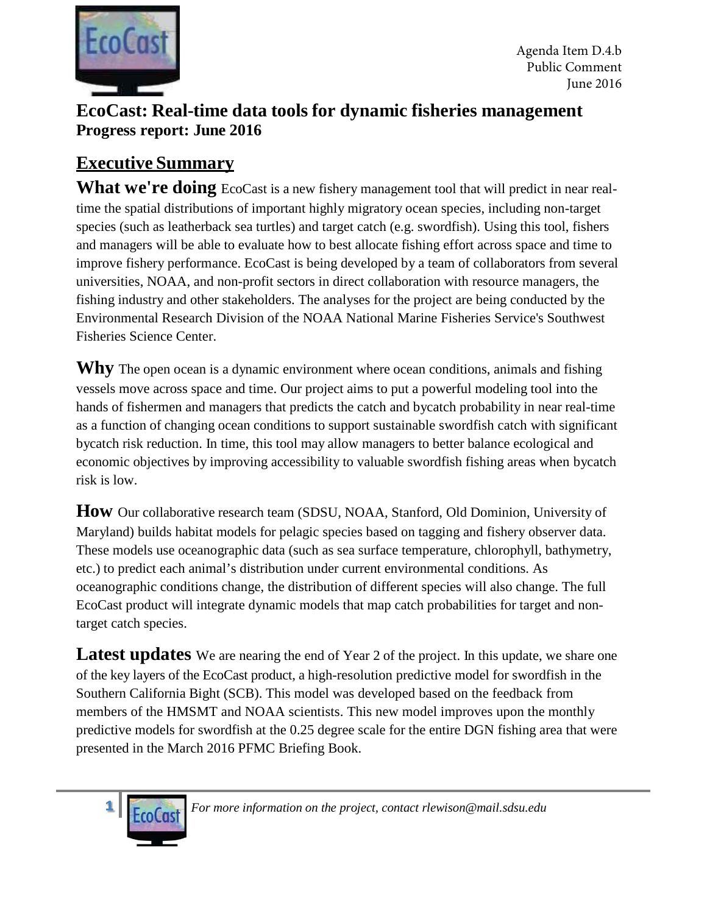Agenda Item D.4.b
Public Comment
June 2016

# EcoCast: Real-time data tools for dynamic fisheries management

**Progress report: June 2016**

## Executive Summary

**What we're doing** EcoCast is a new fishery management tool that will predict in near real-time the spatial distributions of important highly migratory ocean species, including non-target species (such as leatherback sea turtles) and target catch (e.g. swordfish). Using this tool, fishers and managers will be able to evaluate how to best allocate fishing effort across space and time to improve fishery performance. EcoCast is being developed by a team of collaborators from several universities, NOAA, and non-profit sectors in direct collaboration with resource managers, the fishing industry and other stakeholders. The analyses for the project are being conducted by the Environmental Research Division of the NOAA National Marine Fisheries Service's Southwest Fisheries Science Center.

**Why** The open ocean is a dynamic environment where ocean conditions, animals and fishing vessels move across space and time. Our project aims to put a powerful modeling tool into the hands of fishermen and managers that predicts the catch and bycatch probability in near real-time as a function of changing ocean conditions to support sustainable swordfish catch with significant bycatch risk reduction. In time, this tool may allow managers to better balance ecological and economic objectives by improving accessibility to valuable swordfish fishing areas when bycatch risk is low.

**How** Our collaborative research team (SDSU, NOAA, Stanford, Old Dominion, University of Maryland) builds habitat models for pelagic species based on tagging and fishery observer data. These models use oceanographic data (such as sea surface temperature, chlorophyll, bathymetry, etc.) to predict each animal's distribution under current environmental conditions. As oceanographic conditions change, the distribution of different species will also change. The full EcoCast product will integrate dynamic models that map catch probabilities for target and non-target catch species.

**Latest updates** We are nearing the end of Year 2 of the project. In this update, we share one of the key layers of the EcoCast product, a high-resolution predictive model for swordfish in the Southern California Bight (SCB). This model was developed based on the feedback from members of the HMSMT and NOAA scientists. This new model improves upon the monthly predictive models for swordfish at the 0.25 degree scale for the entire DGN fishing area that were presented in the March 2016 PFMC Briefing Book.

*For more information on the project, contact rlewison@mail.sdsu.edu*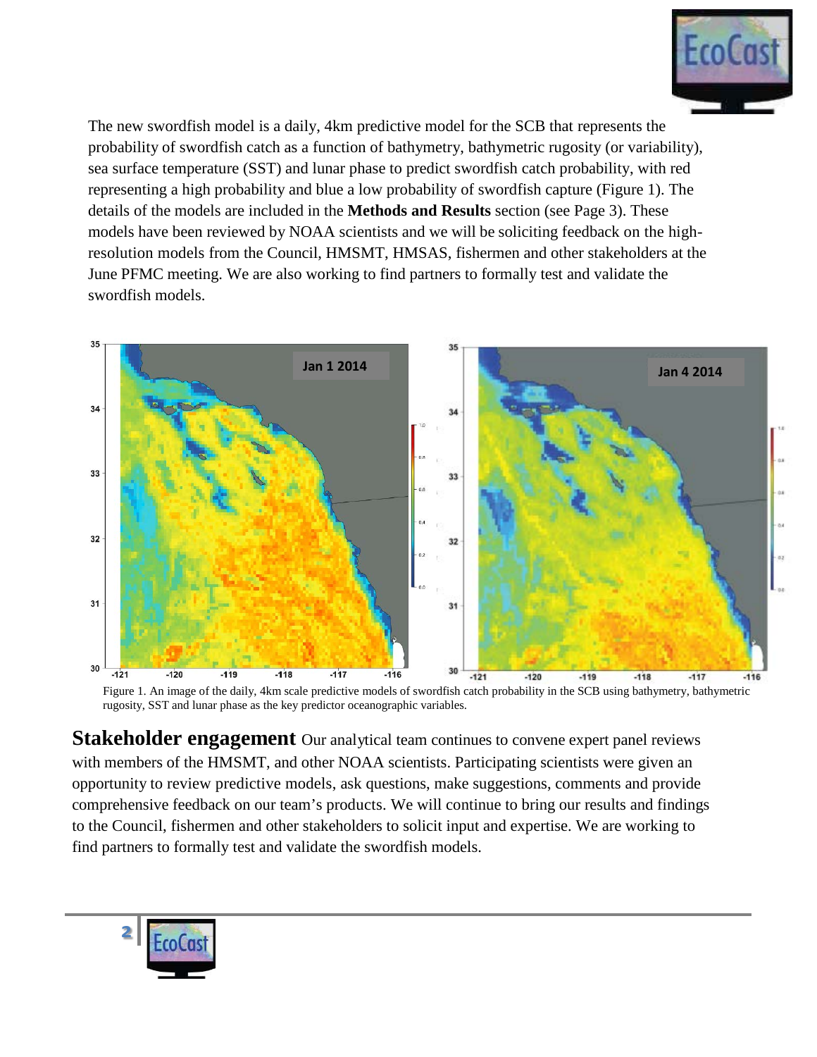The new swordfish model is a daily, 4km predictive model for the SCB that represents the probability of swordfish catch as a function of bathymetry, bathymetric rugosity (or variability), sea surface temperature (SST) and lunar phase to predict swordfish catch probability, with red representing a high probability and blue a low probability of swordfish capture (Figure 1). The details of the models are included in the **Methods and Results** section (see Page 3). These models have been reviewed by NOAA scientists and we will be soliciting feedback on the high-resolution models from the Council, HMSMT, HMSAS, fishermen and other stakeholders at the June PFMC meeting. We are also working to find partners to formally test and validate the swordfish models.

Figure 1. An image of the daily, 4km scale predictive models of swordfish catch probability in the SCB using bathymetry, bathymetric rugosity, SST and lunar phase as the key predictor oceanographic variables.

**Stakeholder engagement** Our analytical team continues to convene expert panel reviews with members of the HMSMT, and other NOAA scientists. Participating scientists were given an opportunity to review predictive models, ask questions, make suggestions, comments and provide comprehensive feedback on our team's products. We will continue to bring our results and findings to the Council, fishermen and other stakeholders to solicit input and expertise. We are working to find partners to formally test and validate the swordfish models.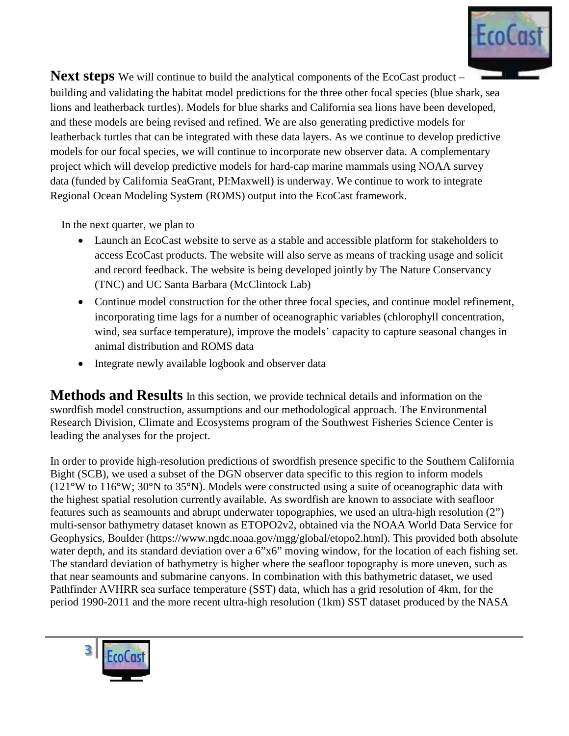**Next steps** We will continue to build the analytical components of the EcoCast product – building and validating the habitat model predictions for the three other focal species (blue shark, sea lions and leatherback turtles). Models for blue sharks and California sea lions have been developed, and these models are being revised and refined. We are also generating predictive models for leatherback turtles that can be integrated with these data layers. As we continue to develop predictive models for our focal species, we will continue to incorporate new observer data. A complementary project which will develop predictive models for hard-cap marine mammals using NOAA survey data (funded by California SeaGrant, PI:Maxwell) is underway. We continue to work to integrate Regional Ocean Modeling System (ROMS) output into the EcoCast framework.

In the next quarter, we plan to

- Launch an EcoCast website to serve as a stable and accessible platform for stakeholders to access EcoCast products. The website will also serve as means of tracking usage and solicit and record feedback. The website is being developed jointly by The Nature Conservancy (TNC) and UC Santa Barbara (McClintock Lab)
- Continue model construction for the other three focal species, and continue model refinement, incorporating time lags for a number of oceanographic variables (chlorophyll concentration, wind, sea surface temperature), improve the models' capacity to capture seasonal changes in animal distribution and ROMS data
- Integrate newly available logbook and observer data

**Methods and Results** In this section, we provide technical details and information on the swordfish model construction, assumptions and our methodological approach. The Environmental Research Division, Climate and Ecosystems program of the Southwest Fisheries Science Center is leading the analyses for the project.

In order to provide high-resolution predictions of swordfish presence specific to the Southern California Bight (SCB), we used a subset of the DGN observer data specific to this region to inform models (121°W to 116°W; 30°N to 35°N). Models were constructed using a suite of oceanographic data with the highest spatial resolution currently available. As swordfish are known to associate with seafloor features such as seamounts and abrupt underwater topographies, we used an ultra-high resolution (2") multi-sensor bathymetry dataset known as ETOPO2v2, obtained via the NOAA World Data Service for Geophysics, Boulder (https://www.ngdc.noaa.gov/mgg/global/etopo2.html). This provided both absolute water depth, and its standard deviation over a 6"x6" moving window, for the location of each fishing set. The standard deviation of bathymetry is higher where the seafloor topography is more uneven, such as that near seamounts and submarine canyons. In combination with this bathymetric dataset, we used Pathfinder AVHRR sea surface temperature (SST) data, which has a grid resolution of 4km, for the period 1990-2011 and the more recent ultra-high resolution (1km) SST dataset produced by the NASA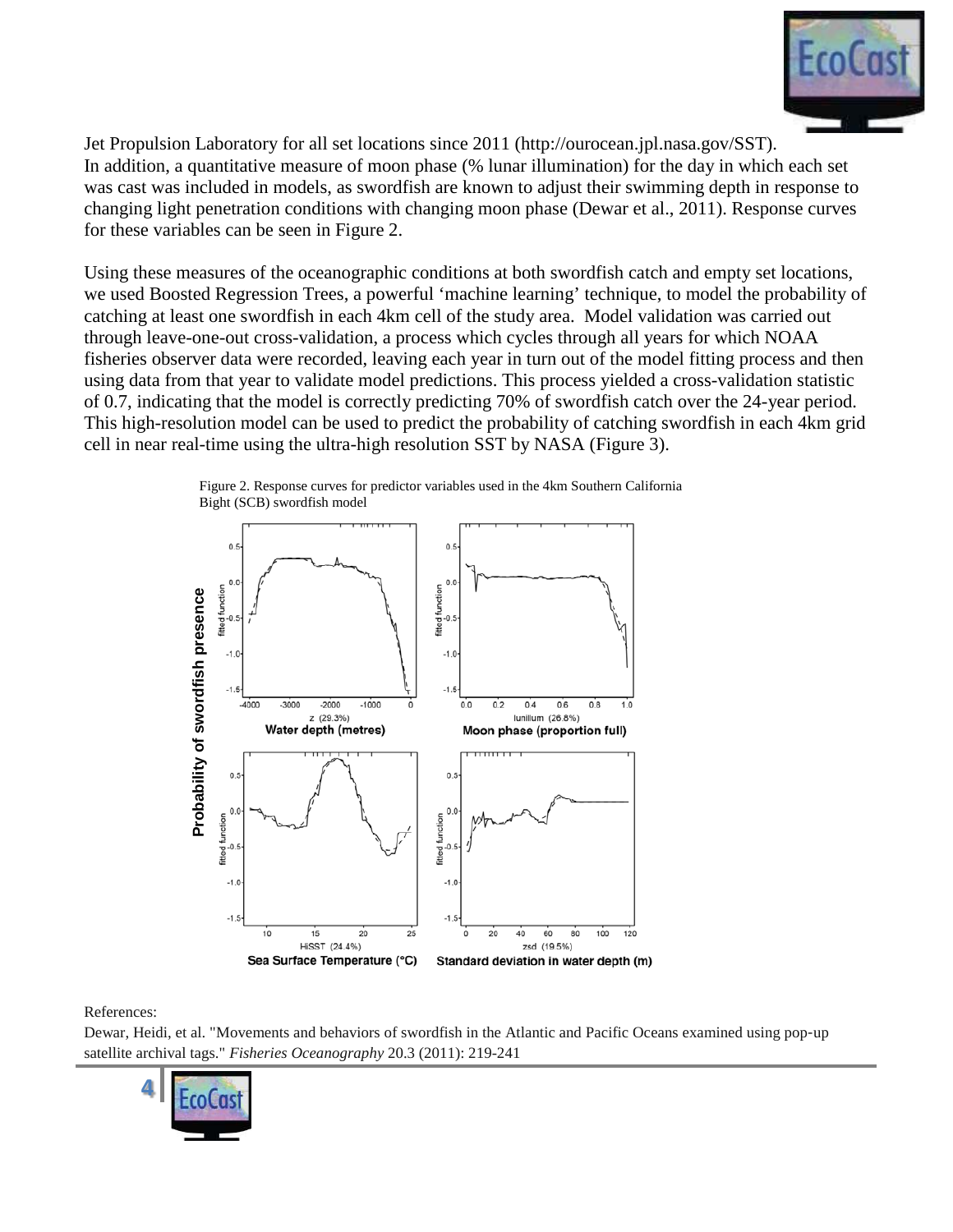Jet Propulsion Laboratory for all set locations since 2011 (http://ourocean.jpl.nasa.gov/SST). In addition, a quantitative measure of moon phase (% lunar illumination) for the day in which each set was cast was included in models, as swordfish are known to adjust their swimming depth in response to changing light penetration conditions with changing moon phase (Dewar et al., 2011). Response curves for these variables can be seen in Figure 2.

Using these measures of the oceanographic conditions at both swordfish catch and empty set locations, we used Boosted Regression Trees, a powerful 'machine learning' technique, to model the probability of catching at least one swordfish in each 4km cell of the study area. Model validation was carried out through leave-one-out cross-validation, a process which cycles through all years for which NOAA fisheries observer data were recorded, leaving each year in turn out of the model fitting process and then using data from that year to validate model predictions. This process yielded a cross-validation statistic of 0.7, indicating that the model is correctly predicting 70% of swordfish catch over the 24-year period. This high-resolution model can be used to predict the probability of catching swordfish in each 4km grid cell in near real-time using the ultra-high resolution SST by NASA (Figure 3).

Figure 2. Response curves for predictor variables used in the 4km Southern California Bight (SCB) swordfish model

References:

Dewar, Heidi, et al. "Movements and behaviors of swordfish in the Atlantic and Pacific Oceans examined using pop-up satellite archival tags." *Fisheries Oceanography* 20.3 (2011): 219-241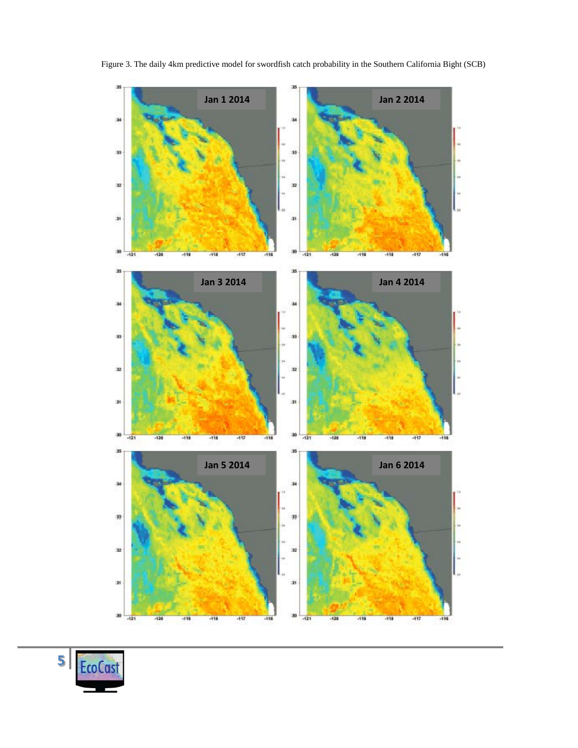Figure 3. The daily 4km predictive model for swordfish catch probability in the Southern California Bight (SCB)

Jan 1 2014

Jan 2 2014

Jan 3 2014

Jan 4 2014

Jan 5 2014

Jan 6 2014